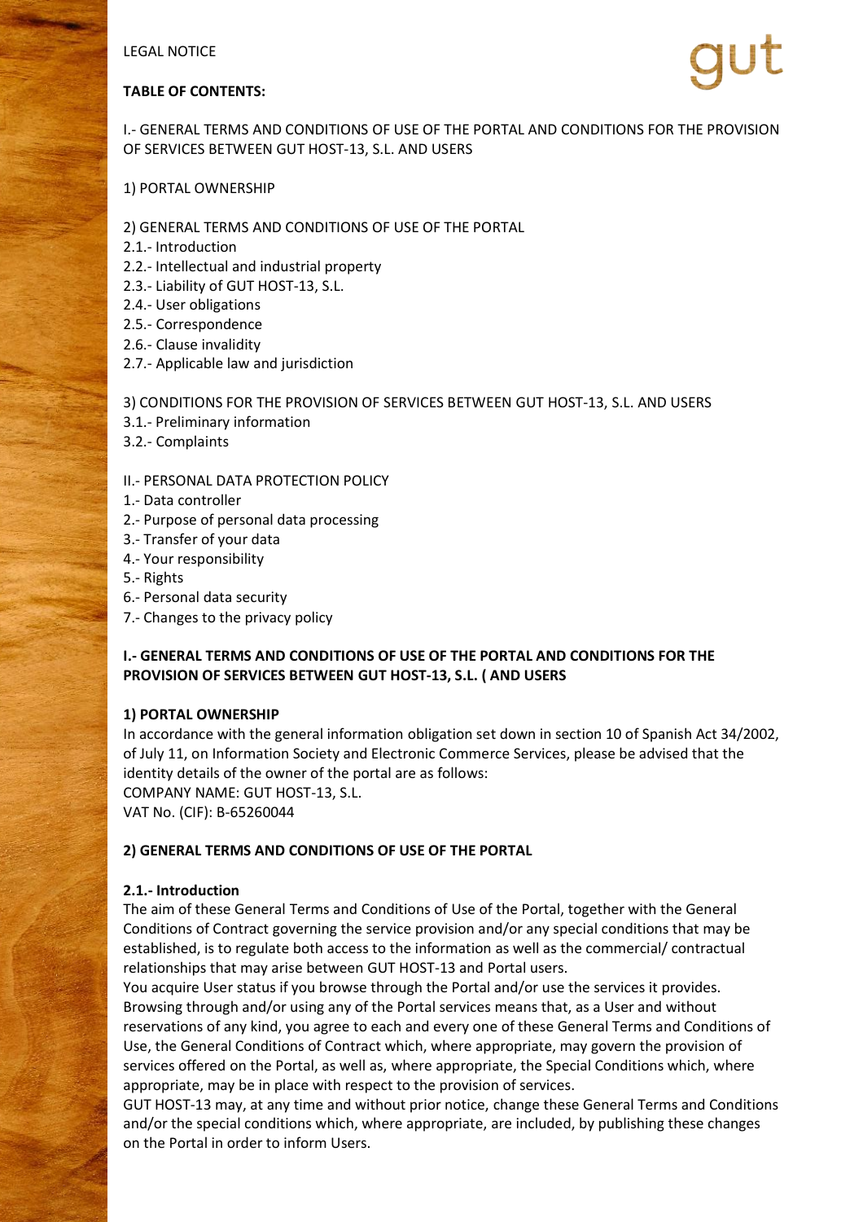LEGAL NOTICE

gut

**TABLE OF CONTENTS:**

I.- GENERAL TERMS AND CONDITIONS OF USE OF THE PORTAL AND CONDITIONS FOR THE PROVISION OF SERVICES BETWEEN GUT HOST-13, S.L. AND USERS

1) PORTAL OWNERSHIP

2) GENERAL TERMS AND CONDITIONS OF USE OF THE PORTAL
2.1.- Introduction
2.2.- Intellectual and industrial property
2.3.- Liability of GUT HOST-13, S.L.
2.4.- User obligations
2.5.- Correspondence
2.6.- Clause invalidity
2.7.- Applicable law and jurisdiction

3) CONDITIONS FOR THE PROVISION OF SERVICES BETWEEN GUT HOST-13, S.L. AND USERS
3.1.- Preliminary information
3.2.- Complaints

II.- PERSONAL DATA PROTECTION POLICY
1.- Data controller
2.- Purpose of personal data processing
3.- Transfer of your data
4.- Your responsibility
5.- Rights
6.- Personal data security
7.- Changes to the privacy policy

## I.- GENERAL TERMS AND CONDITIONS OF USE OF THE PORTAL AND CONDITIONS FOR THE PROVISION OF SERVICES BETWEEN GUT HOST-13, S.L. ( AND USERS

### 1) PORTAL OWNERSHIP

In accordance with the general information obligation set down in section 10 of Spanish Act 34/2002, of July 11, on Information Society and Electronic Commerce Services, please be advised that the identity details of the owner of the portal are as follows:
COMPANY NAME: GUT HOST-13, S.L.
VAT No. (CIF): B-65260044

### 2) GENERAL TERMS AND CONDITIONS OF USE OF THE PORTAL

#### 2.1.- Introduction

The aim of these General Terms and Conditions of Use of the Portal, together with the General Conditions of Contract governing the service provision and/or any special conditions that may be established, is to regulate both access to the information as well as the commercial/ contractual relationships that may arise between GUT HOST-13 and Portal users.

You acquire User status if you browse through the Portal and/or use the services it provides. Browsing through and/or using any of the Portal services means that, as a User and without reservations of any kind, you agree to each and every one of these General Terms and Conditions of Use, the General Conditions of Contract which, where appropriate, may govern the provision of services offered on the Portal, as well as, where appropriate, the Special Conditions which, where appropriate, may be in place with respect to the provision of services.

GUT HOST-13 may, at any time and without prior notice, change these General Terms and Conditions and/or the special conditions which, where appropriate, are included, by publishing these changes on the Portal in order to inform Users.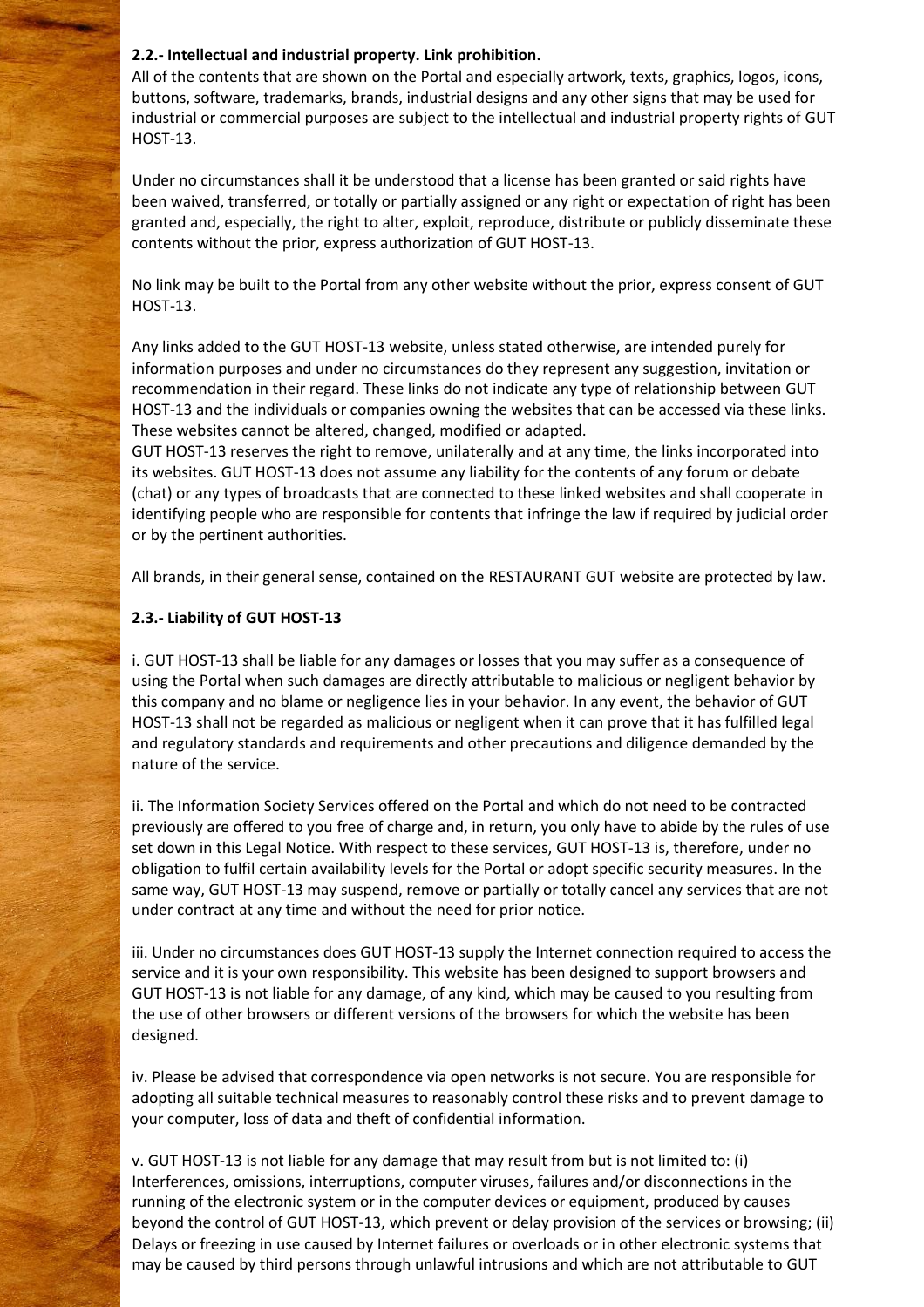**2.2.- Intellectual and industrial property. Link prohibition.**

All of the contents that are shown on the Portal and especially artwork, texts, graphics, logos, icons, buttons, software, trademarks, brands, industrial designs and any other signs that may be used for industrial or commercial purposes are subject to the intellectual and industrial property rights of GUT HOST-13.

Under no circumstances shall it be understood that a license has been granted or said rights have been waived, transferred, or totally or partially assigned or any right or expectation of right has been granted and, especially, the right to alter, exploit, reproduce, distribute or publicly disseminate these contents without the prior, express authorization of GUT HOST-13.

No link may be built to the Portal from any other website without the prior, express consent of GUT HOST-13.

Any links added to the GUT HOST-13 website, unless stated otherwise, are intended purely for information purposes and under no circumstances do they represent any suggestion, invitation or recommendation in their regard. These links do not indicate any type of relationship between GUT HOST-13 and the individuals or companies owning the websites that can be accessed via these links. These websites cannot be altered, changed, modified or adapted.
GUT HOST-13 reserves the right to remove, unilaterally and at any time, the links incorporated into its websites. GUT HOST-13 does not assume any liability for the contents of any forum or debate (chat) or any types of broadcasts that are connected to these linked websites and shall cooperate in identifying people who are responsible for contents that infringe the law if required by judicial order or by the pertinent authorities.

All brands, in their general sense, contained on the RESTAURANT GUT website are protected by law.

**2.3.- Liability of GUT HOST-13**

i. GUT HOST-13 shall be liable for any damages or losses that you may suffer as a consequence of using the Portal when such damages are directly attributable to malicious or negligent behavior by this company and no blame or negligence lies in your behavior. In any event, the behavior of GUT HOST-13 shall not be regarded as malicious or negligent when it can prove that it has fulfilled legal and regulatory standards and requirements and other precautions and diligence demanded by the nature of the service.

ii. The Information Society Services offered on the Portal and which do not need to be contracted previously are offered to you free of charge and, in return, you only have to abide by the rules of use set down in this Legal Notice. With respect to these services, GUT HOST-13 is, therefore, under no obligation to fulfil certain availability levels for the Portal or adopt specific security measures. In the same way, GUT HOST-13 may suspend, remove or partially or totally cancel any services that are not under contract at any time and without the need for prior notice.

iii. Under no circumstances does GUT HOST-13 supply the Internet connection required to access the service and it is your own responsibility. This website has been designed to support browsers and GUT HOST-13 is not liable for any damage, of any kind, which may be caused to you resulting from the use of other browsers or different versions of the browsers for which the website has been designed.

iv. Please be advised that correspondence via open networks is not secure. You are responsible for adopting all suitable technical measures to reasonably control these risks and to prevent damage to your computer, loss of data and theft of confidential information.

v. GUT HOST-13 is not liable for any damage that may result from but is not limited to: (i) Interferences, omissions, interruptions, computer viruses, failures and/or disconnections in the running of the electronic system or in the computer devices or equipment, produced by causes beyond the control of GUT HOST-13, which prevent or delay provision of the services or browsing; (ii) Delays or freezing in use caused by Internet failures or overloads or in other electronic systems that may be caused by third persons through unlawful intrusions and which are not attributable to GUT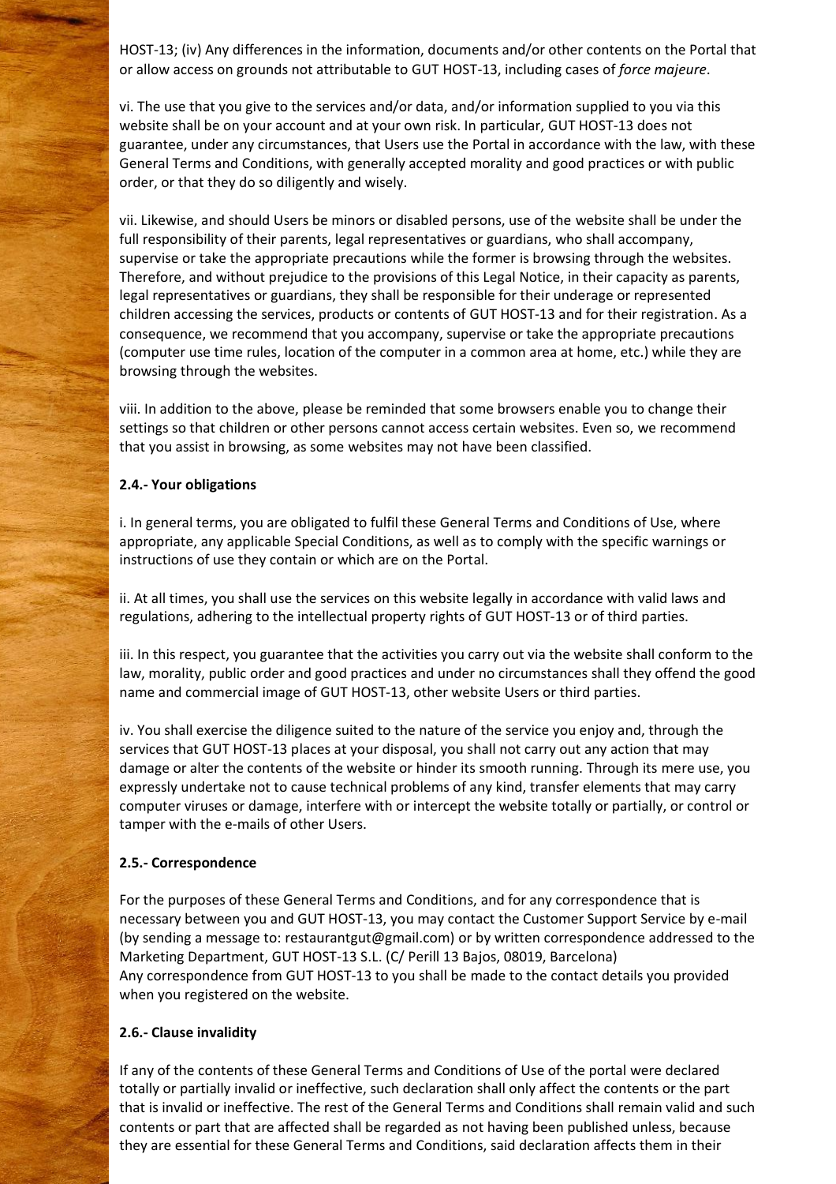HOST-13; (iv) Any differences in the information, documents and/or other contents on the Portal that or allow access on grounds not attributable to GUT HOST-13, including cases of *force majeure*.

vi. The use that you give to the services and/or data, and/or information supplied to you via this website shall be on your account and at your own risk. In particular, GUT HOST-13 does not guarantee, under any circumstances, that Users use the Portal in accordance with the law, with these General Terms and Conditions, with generally accepted morality and good practices or with public order, or that they do so diligently and wisely.

vii. Likewise, and should Users be minors or disabled persons, use of the website shall be under the full responsibility of their parents, legal representatives or guardians, who shall accompany, supervise or take the appropriate precautions while the former is browsing through the websites. Therefore, and without prejudice to the provisions of this Legal Notice, in their capacity as parents, legal representatives or guardians, they shall be responsible for their underage or represented children accessing the services, products or contents of GUT HOST-13 and for their registration. As a consequence, we recommend that you accompany, supervise or take the appropriate precautions (computer use time rules, location of the computer in a common area at home, etc.) while they are browsing through the websites.

viii. In addition to the above, please be reminded that some browsers enable you to change their settings so that children or other persons cannot access certain websites. Even so, we recommend that you assist in browsing, as some websites may not have been classified.

**2.4.- Your obligations**

i. In general terms, you are obligated to fulfil these General Terms and Conditions of Use, where appropriate, any applicable Special Conditions, as well as to comply with the specific warnings or instructions of use they contain or which are on the Portal.

ii. At all times, you shall use the services on this website legally in accordance with valid laws and regulations, adhering to the intellectual property rights of GUT HOST-13 or of third parties.

iii. In this respect, you guarantee that the activities you carry out via the website shall conform to the law, morality, public order and good practices and under no circumstances shall they offend the good name and commercial image of GUT HOST-13, other website Users or third parties.

iv. You shall exercise the diligence suited to the nature of the service you enjoy and, through the services that GUT HOST-13 places at your disposal, you shall not carry out any action that may damage or alter the contents of the website or hinder its smooth running. Through its mere use, you expressly undertake not to cause technical problems of any kind, transfer elements that may carry computer viruses or damage, interfere with or intercept the website totally or partially, or control or tamper with the e-mails of other Users.

**2.5.- Correspondence**

For the purposes of these General Terms and Conditions, and for any correspondence that is necessary between you and GUT HOST-13, you may contact the Customer Support Service by e-mail (by sending a message to: restaurantgut@gmail.com) or by written correspondence addressed to the Marketing Department, GUT HOST-13 S.L. (C/ Perill 13 Bajos, 08019, Barcelona)
Any correspondence from GUT HOST-13 to you shall be made to the contact details you provided when you registered on the website.

**2.6.- Clause invalidity**

If any of the contents of these General Terms and Conditions of Use of the portal were declared totally or partially invalid or ineffective, such declaration shall only affect the contents or the part that is invalid or ineffective. The rest of the General Terms and Conditions shall remain valid and such contents or part that are affected shall be regarded as not having been published unless, because they are essential for these General Terms and Conditions, said declaration affects them in their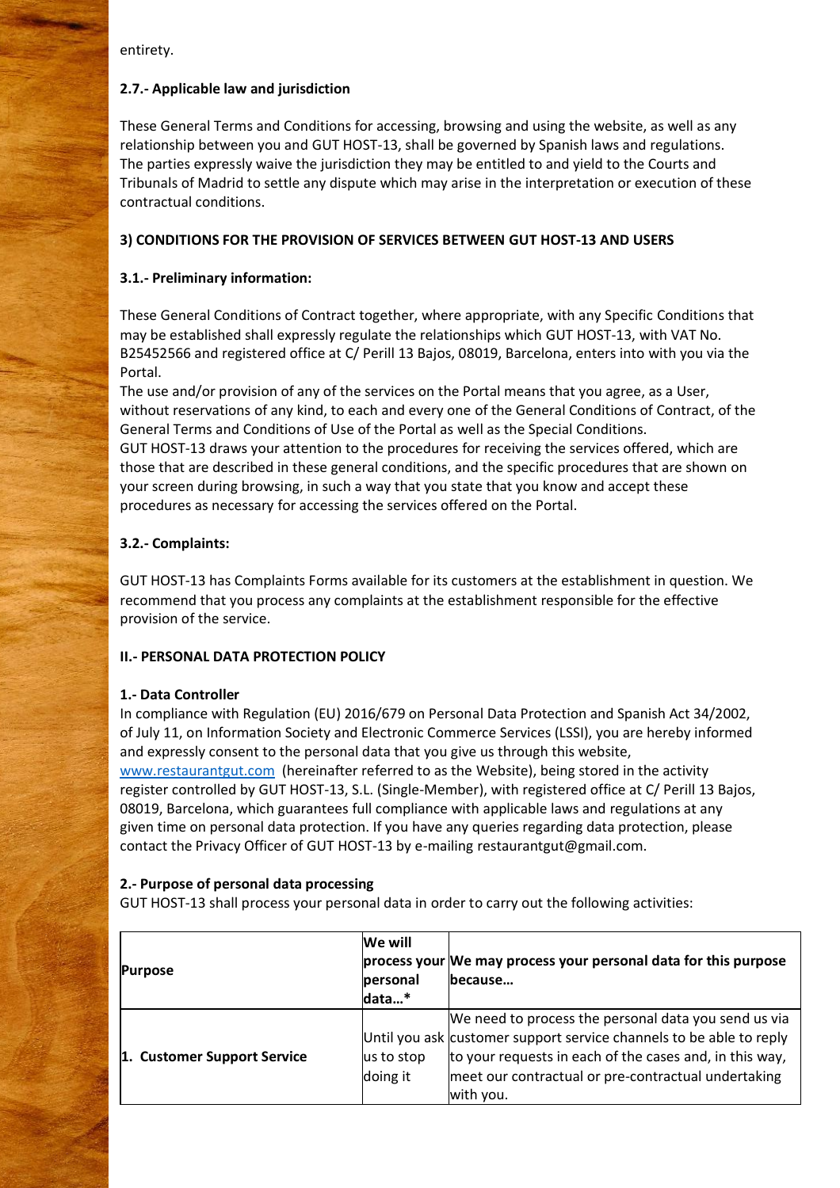entirety.

**2.7.- Applicable law and jurisdiction**

These General Terms and Conditions for accessing, browsing and using the website, as well as any relationship between you and GUT HOST-13, shall be governed by Spanish laws and regulations. The parties expressly waive the jurisdiction they may be entitled to and yield to the Courts and Tribunals of Madrid to settle any dispute which may arise in the interpretation or execution of these contractual conditions.

**3) CONDITIONS FOR THE PROVISION OF SERVICES BETWEEN GUT HOST-13 AND USERS**

**3.1.- Preliminary information:**

These General Conditions of Contract together, where appropriate, with any Specific Conditions that may be established shall expressly regulate the relationships which GUT HOST-13, with VAT No. B25452566 and registered office at C/ Perill 13 Bajos, 08019, Barcelona, enters into with you via the Portal.

The use and/or provision of any of the services on the Portal means that you agree, as a User, without reservations of any kind, to each and every one of the General Conditions of Contract, of the General Terms and Conditions of Use of the Portal as well as the Special Conditions.

GUT HOST-13 draws your attention to the procedures for receiving the services offered, which are those that are described in these general conditions, and the specific procedures that are shown on your screen during browsing, in such a way that you state that you know and accept these procedures as necessary for accessing the services offered on the Portal.

**3.2.- Complaints:**

GUT HOST-13 has Complaints Forms available for its customers at the establishment in question. We recommend that you process any complaints at the establishment responsible for the effective provision of the service.

**II.- PERSONAL DATA PROTECTION POLICY**

**1.- Data Controller**

In compliance with Regulation (EU) 2016/679 on Personal Data Protection and Spanish Act 34/2002, of July 11, on Information Society and Electronic Commerce Services (LSSI), you are hereby informed and expressly consent to the personal data that you give us through this website, www.restaurantgut.com (hereinafter referred to as the Website), being stored in the activity register controlled by GUT HOST-13, S.L. (Single-Member), with registered office at C/ Perill 13 Bajos, 08019, Barcelona, which guarantees full compliance with applicable laws and regulations at any given time on personal data protection. If you have any queries regarding data protection, please contact the Privacy Officer of GUT HOST-13 by e-mailing restaurantgut@gmail.com.

**2.- Purpose of personal data processing**

GUT HOST-13 shall process your personal data in order to carry out the following activities:

| **Purpose** | **We will process your personal data…*** | **We may process your personal data for this purpose because…** |
|---|---|---|
| **1. Customer Support Service** | Until you ask us to stop doing it | We need to process the personal data you send us via customer support service channels to be able to reply to your requests in each of the cases and, in this way, meet our contractual or pre-contractual undertaking with you. |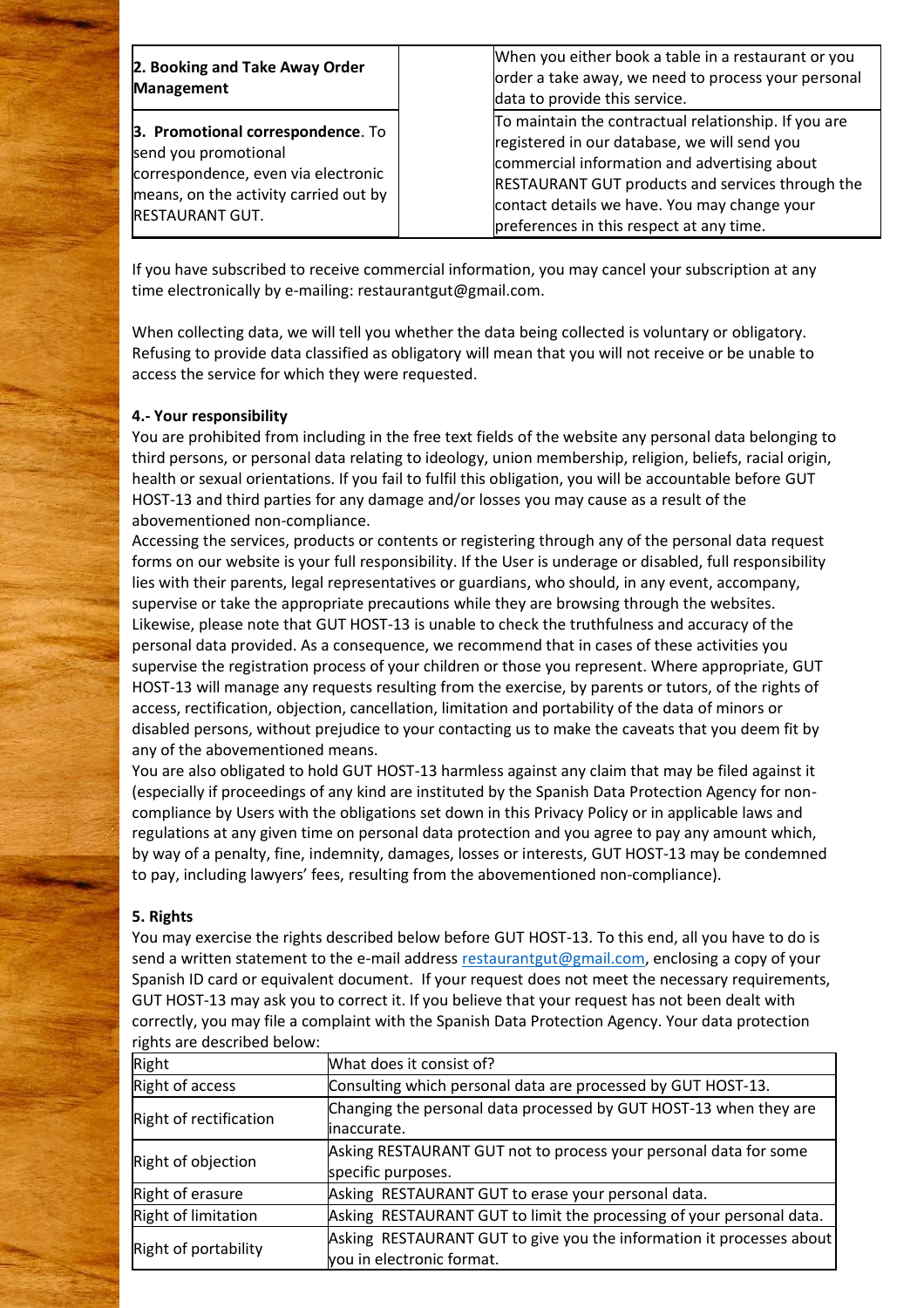| | | |
|---|---|---|
| **2. Booking and Take Away Order Management** | | When you either book a table in a restaurant or you order a take away, we need to process your personal data to provide this service. |
| **3. Promotional correspondence**. To send you promotional correspondence, even via electronic means, on the activity carried out by RESTAURANT GUT. | | To maintain the contractual relationship. If you are registered in our database, we will send you commercial information and advertising about RESTAURANT GUT products and services through the contact details we have. You may change your preferences in this respect at any time. |

If you have subscribed to receive commercial information, you may cancel your subscription at any time electronically by e-mailing: restaurantgut@gmail.com.

When collecting data, we will tell you whether the data being collected is voluntary or obligatory. Refusing to provide data classified as obligatory will mean that you will not receive or be unable to access the service for which they were requested.

**4.- Your responsibility**

You are prohibited from including in the free text fields of the website any personal data belonging to third persons, or personal data relating to ideology, union membership, religion, beliefs, racial origin, health or sexual orientations. If you fail to fulfil this obligation, you will be accountable before GUT HOST-13 and third parties for any damage and/or losses you may cause as a result of the abovementioned non-compliance.

Accessing the services, products or contents or registering through any of the personal data request forms on our website is your full responsibility. If the User is underage or disabled, full responsibility lies with their parents, legal representatives or guardians, who should, in any event, accompany, supervise or take the appropriate precautions while they are browsing through the websites. Likewise, please note that GUT HOST-13 is unable to check the truthfulness and accuracy of the personal data provided. As a consequence, we recommend that in cases of these activities you supervise the registration process of your children or those you represent. Where appropriate, GUT HOST-13 will manage any requests resulting from the exercise, by parents or tutors, of the rights of access, rectification, objection, cancellation, limitation and portability of the data of minors or disabled persons, without prejudice to your contacting us to make the caveats that you deem fit by any of the abovementioned means.

You are also obligated to hold GUT HOST-13 harmless against any claim that may be filed against it (especially if proceedings of any kind are instituted by the Spanish Data Protection Agency for non-compliance by Users with the obligations set down in this Privacy Policy or in applicable laws and regulations at any given time on personal data protection and you agree to pay any amount which, by way of a penalty, fine, indemnity, damages, losses or interests, GUT HOST-13 may be condemned to pay, including lawyers' fees, resulting from the abovementioned non-compliance).

**5. Rights**

You may exercise the rights described below before GUT HOST-13. To this end, all you have to do is send a written statement to the e-mail address restaurantgut@gmail.com, enclosing a copy of your Spanish ID card or equivalent document. If your request does not meet the necessary requirements, GUT HOST-13 may ask you to correct it. If you believe that your request has not been dealt with correctly, you may file a complaint with the Spanish Data Protection Agency. Your data protection rights are described below:

| Right | What does it consist of? |
|---|---|
| Right of access | Consulting which personal data are processed by GUT HOST-13. |
| Right of rectification | Changing the personal data processed by GUT HOST-13 when they are inaccurate. |
| Right of objection | Asking RESTAURANT GUT not to process your personal data for some specific purposes. |
| Right of erasure | Asking RESTAURANT GUT to erase your personal data. |
| Right of limitation | Asking RESTAURANT GUT to limit the processing of your personal data. |
| Right of portability | Asking RESTAURANT GUT to give you the information it processes about you in electronic format. |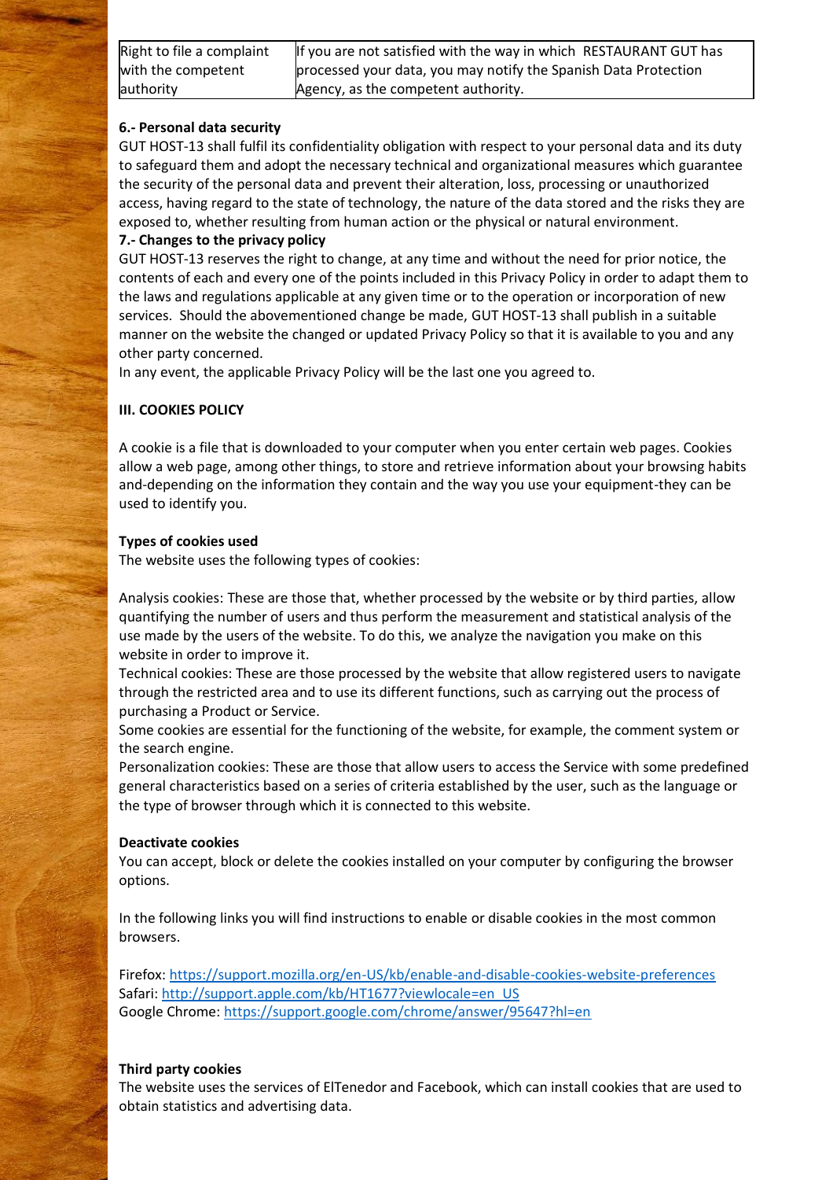| | |
|---|---|
| Right to file a complaint with the competent authority | If you are not satisfied with the way in which RESTAURANT GUT has processed your data, you may notify the Spanish Data Protection Agency, as the competent authority. |

**6.- Personal data security**

GUT HOST-13 shall fulfil its confidentiality obligation with respect to your personal data and its duty to safeguard them and adopt the necessary technical and organizational measures which guarantee the security of the personal data and prevent their alteration, loss, processing or unauthorized access, having regard to the state of technology, the nature of the data stored and the risks they are exposed to, whether resulting from human action or the physical or natural environment.

**7.- Changes to the privacy policy**

GUT HOST-13 reserves the right to change, at any time and without the need for prior notice, the contents of each and every one of the points included in this Privacy Policy in order to adapt them to the laws and regulations applicable at any given time or to the operation or incorporation of new services. Should the abovementioned change be made, GUT HOST-13 shall publish in a suitable manner on the website the changed or updated Privacy Policy so that it is available to you and any other party concerned.

In any event, the applicable Privacy Policy will be the last one you agreed to.

**III. COOKIES POLICY**

A cookie is a file that is downloaded to your computer when you enter certain web pages. Cookies allow a web page, among other things, to store and retrieve information about your browsing habits and-depending on the information they contain and the way you use your equipment-they can be used to identify you.

**Types of cookies used**

The website uses the following types of cookies:

Analysis cookies: These are those that, whether processed by the website or by third parties, allow quantifying the number of users and thus perform the measurement and statistical analysis of the use made by the users of the website. To do this, we analyze the navigation you make on this website in order to improve it.

Technical cookies: These are those processed by the website that allow registered users to navigate through the restricted area and to use its different functions, such as carrying out the process of purchasing a Product or Service.

Some cookies are essential for the functioning of the website, for example, the comment system or the search engine.

Personalization cookies: These are those that allow users to access the Service with some predefined general characteristics based on a series of criteria established by the user, such as the language or the type of browser through which it is connected to this website.

**Deactivate cookies**

You can accept, block or delete the cookies installed on your computer by configuring the browser options.

In the following links you will find instructions to enable or disable cookies in the most common browsers.

Firefox: https://support.mozilla.org/en-US/kb/enable-and-disable-cookies-website-preferences
Safari: http://support.apple.com/kb/HT1677?viewlocale=en_US
Google Chrome: https://support.google.com/chrome/answer/95647?hl=en

**Third party cookies**

The website uses the services of ElTenedor and Facebook, which can install cookies that are used to obtain statistics and advertising data.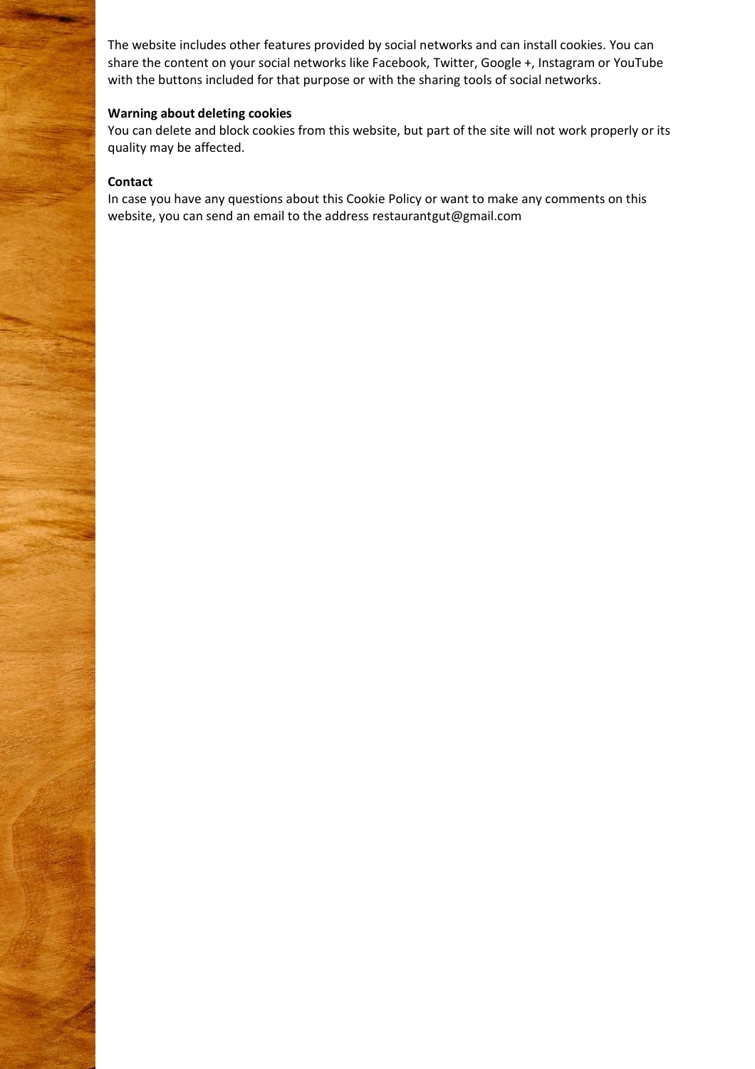The website includes other features provided by social networks and can install cookies. You can share the content on your social networks like Facebook, Twitter, Google +, Instagram or YouTube with the buttons included for that purpose or with the sharing tools of social networks.

**Warning about deleting cookies**

You can delete and block cookies from this website, but part of the site will not work properly or its quality may be affected.

**Contact**

In case you have any questions about this Cookie Policy or want to make any comments on this website, you can send an email to the address restaurantgut@gmail.com